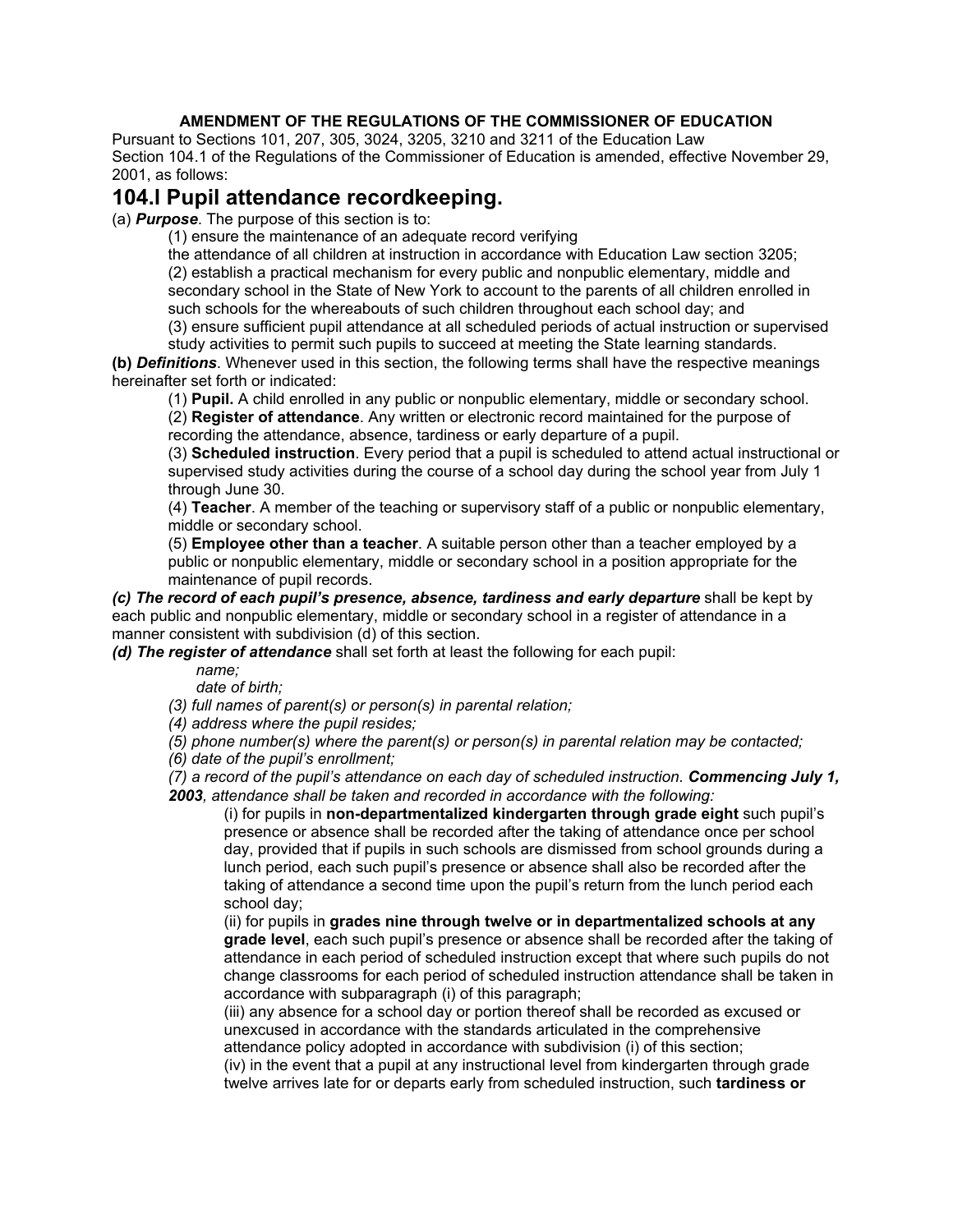**AMENDMENT OF THE REGULATIONS OF THE COMMISSIONER OF EDUCATION**

Pursuant to Sections 101, 207, 305, 3024, 3205, 3210 and 3211 of the Education Law
Section 104.1 of the Regulations of the Commissioner of Education is amended, effective November 29, 2001, as follows:

# 104.l Pupil attendance recordkeeping.

(a) ***Purpose***. The purpose of this section is to:

(1) ensure the maintenance of an adequate record verifying the attendance of all children at instruction in accordance with Education Law section 3205;

(2) establish a practical mechanism for every public and nonpublic elementary, middle and secondary school in the State of New York to account to the parents of all children enrolled in such schools for the whereabouts of such children throughout each school day; and

(3) ensure sufficient pupil attendance at all scheduled periods of actual instruction or supervised study activities to permit such pupils to succeed at meeting the State learning standards.

**(b)** ***Definitions***. Whenever used in this section, the following terms shall have the respective meanings hereinafter set forth or indicated:

(1) **Pupil.** A child enrolled in any public or nonpublic elementary, middle or secondary school.

(2) **Register of attendance**. Any written or electronic record maintained for the purpose of recording the attendance, absence, tardiness or early departure of a pupil.

(3) **Scheduled instruction**. Every period that a pupil is scheduled to attend actual instructional or supervised study activities during the course of a school day during the school year from July 1 through June 30.

(4) **Teacher**. A member of the teaching or supervisory staff of a public or nonpublic elementary, middle or secondary school.

(5) **Employee other than a teacher**. A suitable person other than a teacher employed by a public or nonpublic elementary, middle or secondary school in a position appropriate for the maintenance of pupil records.

***(c) The record of each pupil's presence, absence, tardiness and early departure*** shall be kept by each public and nonpublic elementary, middle or secondary school in a register of attendance in a manner consistent with subdivision (d) of this section.

***(d) The register of attendance*** shall set forth at least the following for each pupil:

*name;*

*date of birth;*

*(3) full names of parent(s) or person(s) in parental relation;*

*(4) address where the pupil resides;*

*(5) phone number(s) where the parent(s) or person(s) in parental relation may be contacted;*

*(6) date of the pupil's enrollment;*

*(7) a record of the pupil's attendance on each day of scheduled instruction.* ***Commencing July 1, 2003****, attendance shall be taken and recorded in accordance with the following:*

(i) for pupils in **non-departmentalized kindergarten through grade eight** such pupil's presence or absence shall be recorded after the taking of attendance once per school day, provided that if pupils in such schools are dismissed from school grounds during a lunch period, each such pupil's presence or absence shall also be recorded after the taking of attendance a second time upon the pupil's return from the lunch period each school day;

(ii) for pupils in **grades nine through twelve or in departmentalized schools at any grade level**, each such pupil's presence or absence shall be recorded after the taking of attendance in each period of scheduled instruction except that where such pupils do not change classrooms for each period of scheduled instruction attendance shall be taken in accordance with subparagraph (i) of this paragraph;

(iii) any absence for a school day or portion thereof shall be recorded as excused or unexcused in accordance with the standards articulated in the comprehensive attendance policy adopted in accordance with subdivision (i) of this section;

(iv) in the event that a pupil at any instructional level from kindergarten through grade twelve arrives late for or departs early from scheduled instruction, such **tardiness or**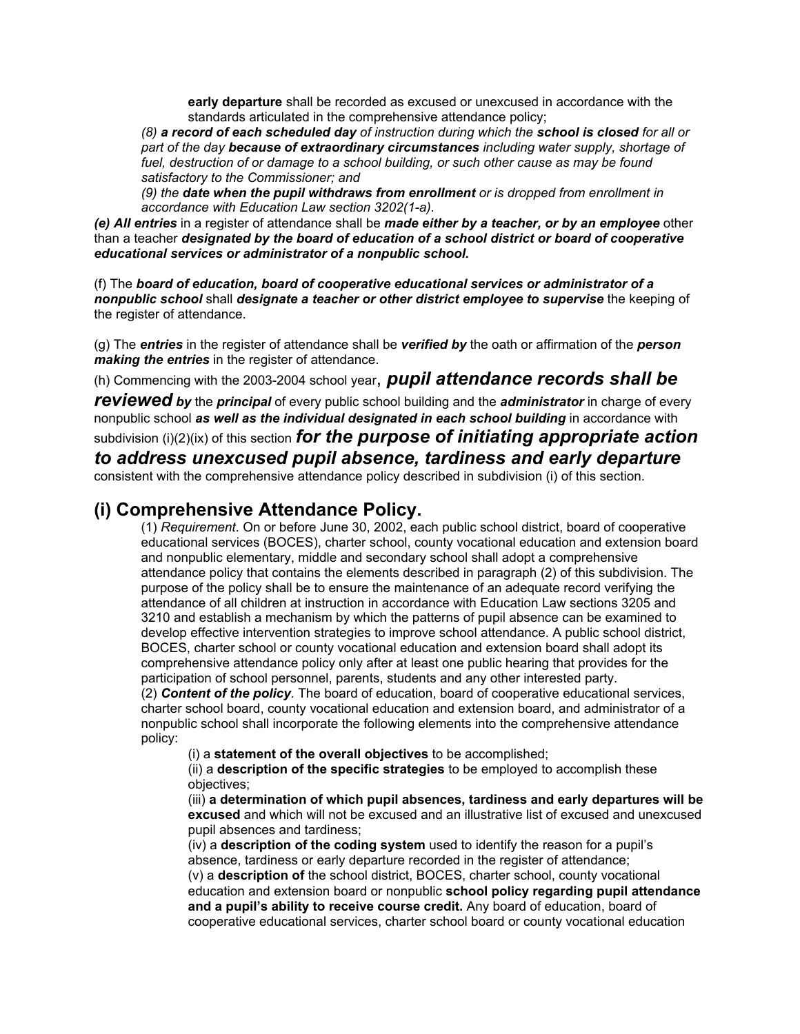**early departure** shall be recorded as excused or unexcused in accordance with the standards articulated in the comprehensive attendance policy;

*(8) **a record of each scheduled day** of instruction during which the **school is closed** for all or part of the day **because of extraordinary circumstances** including water supply, shortage of fuel, destruction of or damage to a school building, or such other cause as may be found satisfactory to the Commissioner; and*

*(9) the **date when the pupil withdraws from enrollment** or is dropped from enrollment in accordance with Education Law section 3202(1-a).*

***(e) All entries*** in a register of attendance shall be ***made either by a teacher, or by an employee*** other than a teacher ***designated by the board of education of a school district or board of cooperative educational services or administrator of a nonpublic school.***

(f) The ***board of education, board of cooperative educational services or administrator of a nonpublic school*** shall ***designate a teacher or other district employee to supervise*** the keeping of the register of attendance.

(g) The ***entries*** in the register of attendance shall be ***verified by*** the oath or affirmation of the ***person making the entries*** in the register of attendance.

(h) Commencing with the 2003-2004 school year**, *pupil attendance records shall be reviewed by*** the ***principal*** of every public school building and the ***administrator*** in charge of every nonpublic school ***as well as the individual designated in each school building*** in accordance with subdivision (i)(2)(ix) of this section ***for the purpose of initiating appropriate action to address unexcused pupil absence, tardiness and early departure*** consistent with the comprehensive attendance policy described in subdivision (i) of this section.

## (i) Comprehensive Attendance Policy.

(1) *Requirement.* On or before June 30, 2002, each public school district, board of cooperative educational services (BOCES), charter school, county vocational education and extension board and nonpublic elementary, middle and secondary school shall adopt a comprehensive attendance policy that contains the elements described in paragraph (2) of this subdivision. The purpose of the policy shall be to ensure the maintenance of an adequate record verifying the attendance of all children at instruction in accordance with Education Law sections 3205 and 3210 and establish a mechanism by which the patterns of pupil absence can be examined to develop effective intervention strategies to improve school attendance. A public school district, BOCES, charter school or county vocational education and extension board shall adopt its comprehensive attendance policy only after at least one public hearing that provides for the participation of school personnel, parents, students and any other interested party.

(2) ***Content of the policy****.* The board of education, board of cooperative educational services, charter school board, county vocational education and extension board, and administrator of a nonpublic school shall incorporate the following elements into the comprehensive attendance policy:

(i) a **statement of the overall objectives** to be accomplished;

(ii) a **description of the specific strategies** to be employed to accomplish these objectives;

(iii) **a determination of which pupil absences, tardiness and early departures will be excused** and which will not be excused and an illustrative list of excused and unexcused pupil absences and tardiness;

(iv) a **description of the coding system** used to identify the reason for a pupil's absence, tardiness or early departure recorded in the register of attendance;

(v) a **description of** the school district, BOCES, charter school, county vocational education and extension board or nonpublic **school policy regarding pupil attendance and a pupil's ability to receive course credit.** Any board of education, board of cooperative educational services, charter school board or county vocational education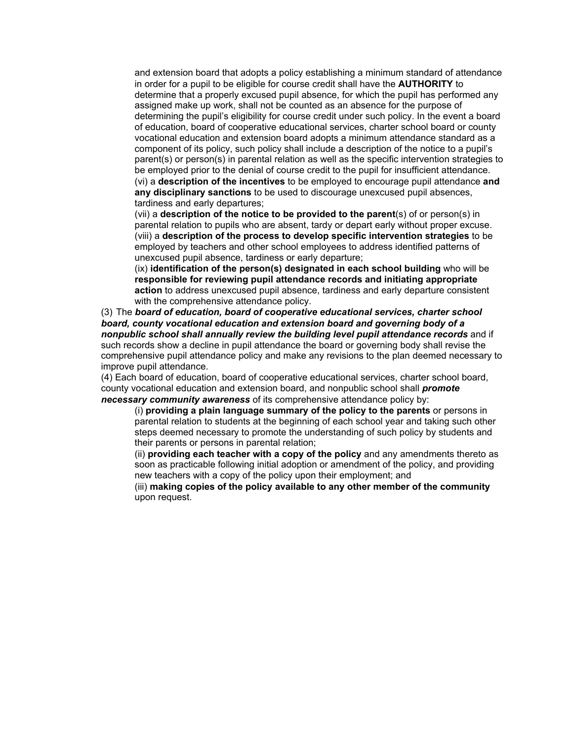and extension board that adopts a policy establishing a minimum standard of attendance in order for a pupil to be eligible for course credit shall have the **AUTHORITY** to determine that a properly excused pupil absence, for which the pupil has performed any assigned make up work, shall not be counted as an absence for the purpose of determining the pupil's eligibility for course credit under such policy. In the event a board of education, board of cooperative educational services, charter school board or county vocational education and extension board adopts a minimum attendance standard as a component of its policy, such policy shall include a description of the notice to a pupil's parent(s) or person(s) in parental relation as well as the specific intervention strategies to be employed prior to the denial of course credit to the pupil for insufficient attendance.

(vi) a **description of the incentives** to be employed to encourage pupil attendance **and any disciplinary sanctions** to be used to discourage unexcused pupil absences, tardiness and early departures;

(vii) a **description of the notice to be provided to the parent**(s) of or person(s) in parental relation to pupils who are absent, tardy or depart early without proper excuse.

(viii) a **description of the process to develop specific intervention strategies** to be employed by teachers and other school employees to address identified patterns of unexcused pupil absence, tardiness or early departure;

(ix) **identification of the person(s) designated in each school building** who will be **responsible for reviewing pupil attendance records and initiating appropriate action** to address unexcused pupil absence, tardiness and early departure consistent with the comprehensive attendance policy.

(3) The ***board of education, board of cooperative educational services, charter school board, county vocational education and extension board and governing body of a nonpublic school shall annually review the building level pupil attendance records*** and if such records show a decline in pupil attendance the board or governing body shall revise the comprehensive pupil attendance policy and make any revisions to the plan deemed necessary to improve pupil attendance.

(4) Each board of education, board of cooperative educational services, charter school board, county vocational education and extension board, and nonpublic school shall ***promote necessary community awareness*** of its comprehensive attendance policy by:

(i) **providing a plain language summary of the policy to the parents** or persons in parental relation to students at the beginning of each school year and taking such other steps deemed necessary to promote the understanding of such policy by students and their parents or persons in parental relation;

(ii) **providing each teacher with a copy of the policy** and any amendments thereto as soon as practicable following initial adoption or amendment of the policy, and providing new teachers with a copy of the policy upon their employment; and

(iii) **making copies of the policy available to any other member of the community** upon request.